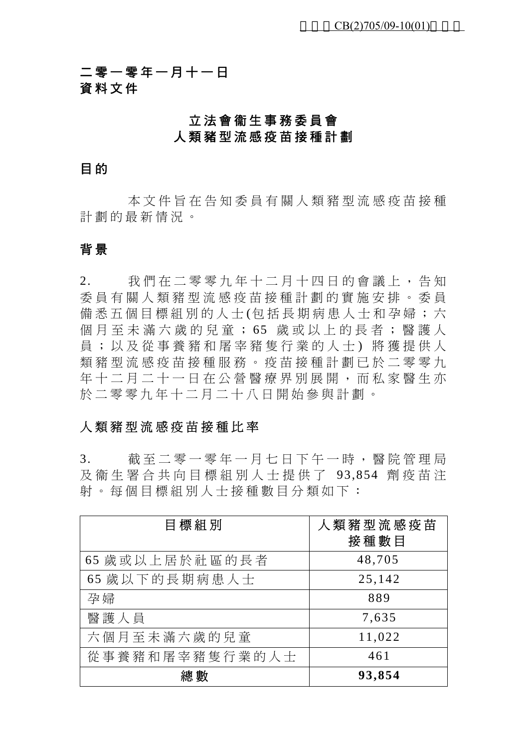CB(2)705/09-10(01)

**二零一零年一月十一日**
**資料文件**

# 立法會衞生事務委員會
# 人類豬型流感疫苗接種計劃

## 目的

本文件旨在告知委員有關人類豬型流感疫苗接種計劃的最新情況。

## 背景

2. 我們在二零零九年十二月十四日的會議上，告知委員有關人類豬型流感疫苗接種計劃的實施安排。委員備悉五個目標組別的人士(包括長期病患人士和孕婦；六個月至未滿六歲的兒童；65 歲或以上的長者；醫護人員；以及從事養豬和屠宰豬隻行業的人士) 將獲提供人類豬型流感疫苗接種服務。疫苗接種計劃已於二零零九年十二月二十一日在公營醫療界別展開，而私家醫生亦於二零零九年十二月二十八日開始參與計劃。

## 人類豬型流感疫苗接種比率

3. 截至二零一零年一月七日下午一時，醫院管理局及衞生署合共向目標組別人士提供了 93,854 劑疫苗注射。每個目標組別人士接種數目分類如下：

| 目標組別 | 人類豬型流感疫苗接種數目 |
|---|---|
| 65 歲或以上居於社區的長者 | 48,705 |
| 65 歲以下的長期病患人士 | 25,142 |
| 孕婦 | 889 |
| 醫護人員 | 7,635 |
| 六個月至未滿六歲的兒童 | 11,022 |
| 從事養豬和屠宰豬隻行業的人士 | 461 |
| **總數** | **93,854** |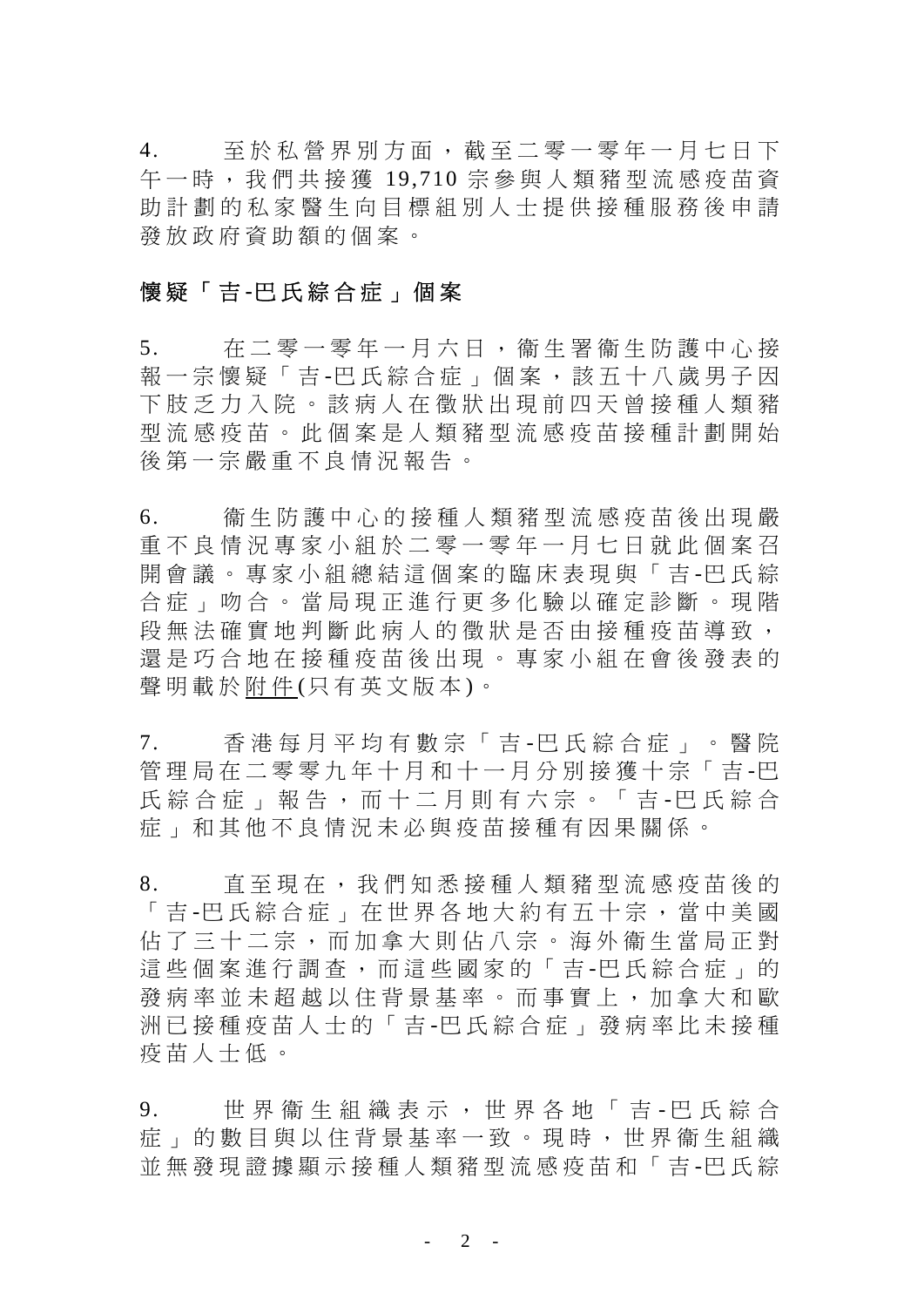4.　至於私營界別方面，截至二零一零年一月七日下午一時，我們共接獲 19,710 宗參與人類豬型流感疫苗資助計劃的私家醫生向目標組別人士提供接種服務後申請發放政府資助額的個案。

**懷疑「吉-巴氏綜合症」個案**

5.　在二零一零年一月六日，衞生署衞生防護中心接報一宗懷疑「吉-巴氏綜合症」個案，該五十八歲男子因下肢乏力入院。該病人在徵狀出現前四天曾接種人類豬型流感疫苗。此個案是人類豬型流感疫苗接種計劃開始後第一宗嚴重不良情況報告。

6.　衞生防護中心的接種人類豬型流感疫苗後出現嚴重不良情況專家小組於二零一零年一月七日就此個案召開會議。專家小組總結這個案的臨床表現與「吉-巴氏綜合症」吻合。當局現正進行更多化驗以確定診斷。現階段無法確實地判斷此病人的徵狀是否由接種疫苗導致，還是巧合地在接種疫苗後出現。專家小組在會後發表的聲明載於附件(只有英文版本)。

7.　香港每月平均有數宗「吉-巴氏綜合症」。醫院管理局在二零零九年十月和十一月分別接獲十宗「吉-巴氏綜合症」報告，而十二月則有六宗。「吉-巴氏綜合症」和其他不良情況未必與疫苗接種有因果關係。

8.　直至現在，我們知悉接種人類豬型流感疫苗後的「吉-巴氏綜合症」在世界各地大約有五十宗，當中美國佔了三十二宗，而加拿大則佔八宗。海外衞生當局正對這些個案進行調查，而這些國家的「吉-巴氏綜合症」的發病率並未超越以往背景基率。而事實上，加拿大和歐洲已接種疫苗人士的「吉-巴氏綜合症」發病率比未接種疫苗人士低。

9.　世界衞生組織表示，世界各地「吉-巴氏綜合症」的數目與以往背景基率一致。現時，世界衞生組織並無發現證據顯示接種人類豬型流感疫苗和「吉-巴氏綜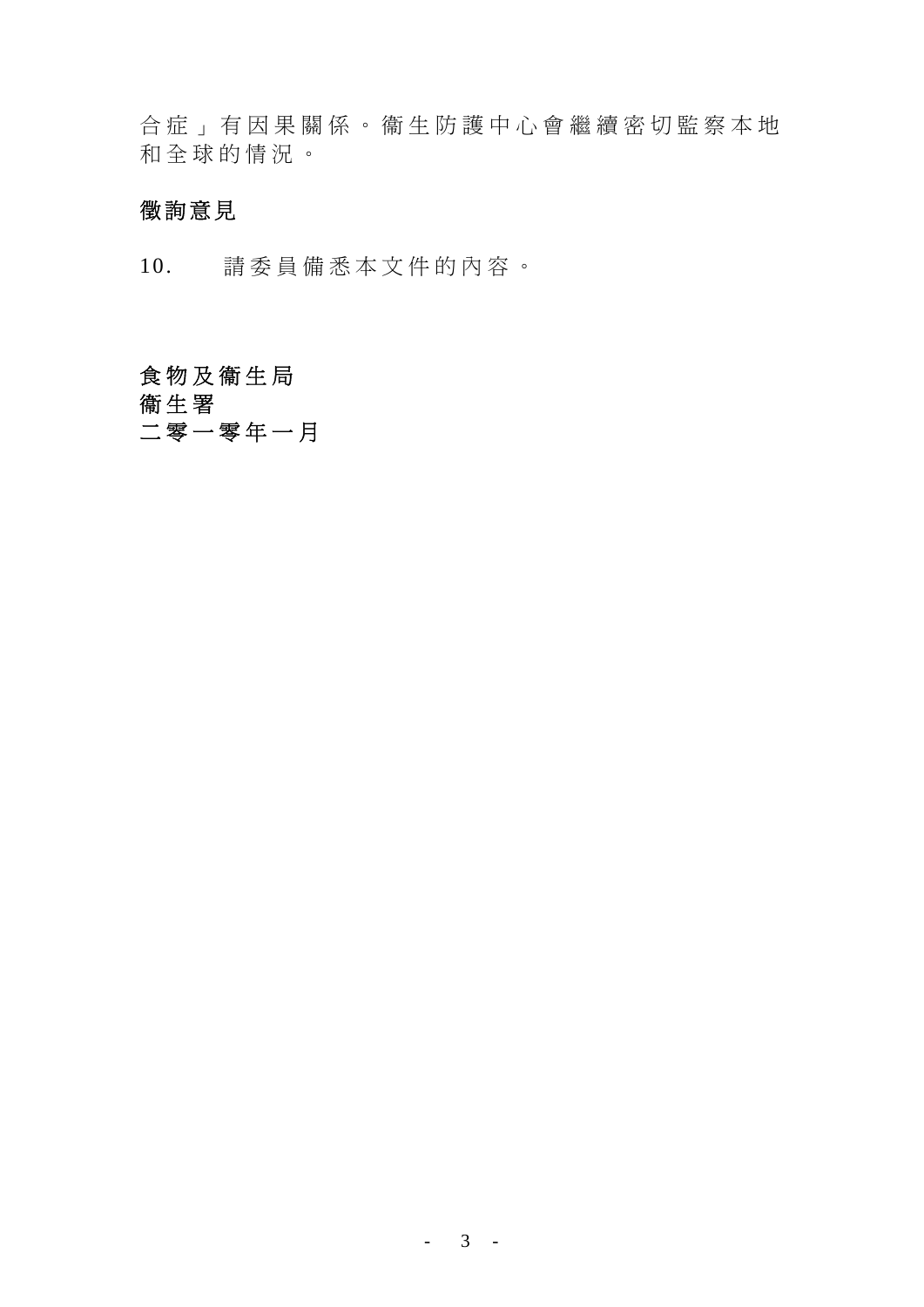合症」有因果關係。衞生防護中心會繼續密切監察本地和全球的情況。

**徵詢意見**

10. 請委員備悉本文件的內容。

**食物及衞生局**
**衞生署**
**二零一零年一月**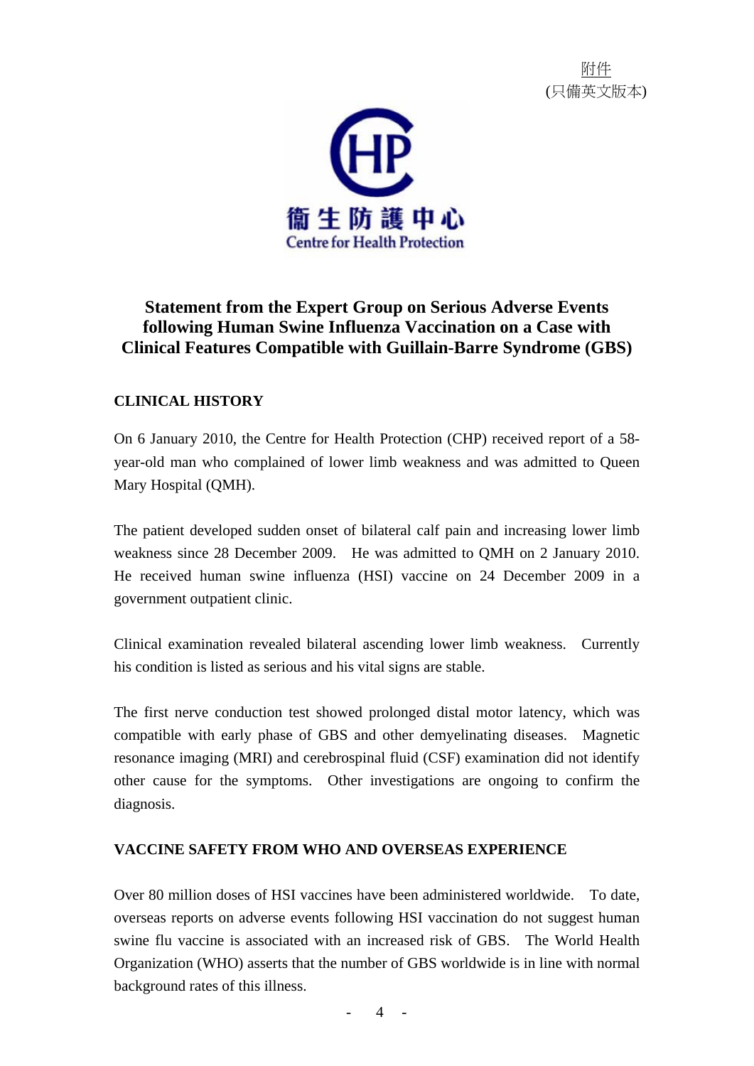附件
(只備英文版本)

衞生防護中心
Centre for Health Protection

# Statement from the Expert Group on Serious Adverse Events following Human Swine Influenza Vaccination on a Case with Clinical Features Compatible with Guillain-Barre Syndrome (GBS)

## CLINICAL HISTORY

On 6 January 2010, the Centre for Health Protection (CHP) received report of a 58-year-old man who complained of lower limb weakness and was admitted to Queen Mary Hospital (QMH).

The patient developed sudden onset of bilateral calf pain and increasing lower limb weakness since 28 December 2009. He was admitted to QMH on 2 January 2010. He received human swine influenza (HSI) vaccine on 24 December 2009 in a government outpatient clinic.

Clinical examination revealed bilateral ascending lower limb weakness. Currently his condition is listed as serious and his vital signs are stable.

The first nerve conduction test showed prolonged distal motor latency, which was compatible with early phase of GBS and other demyelinating diseases. Magnetic resonance imaging (MRI) and cerebrospinal fluid (CSF) examination did not identify other cause for the symptoms. Other investigations are ongoing to confirm the diagnosis.

## VACCINE SAFETY FROM WHO AND OVERSEAS EXPERIENCE

Over 80 million doses of HSI vaccines have been administered worldwide. To date, overseas reports on adverse events following HSI vaccination do not suggest human swine flu vaccine is associated with an increased risk of GBS. The World Health Organization (WHO) asserts that the number of GBS worldwide is in line with normal background rates of this illness.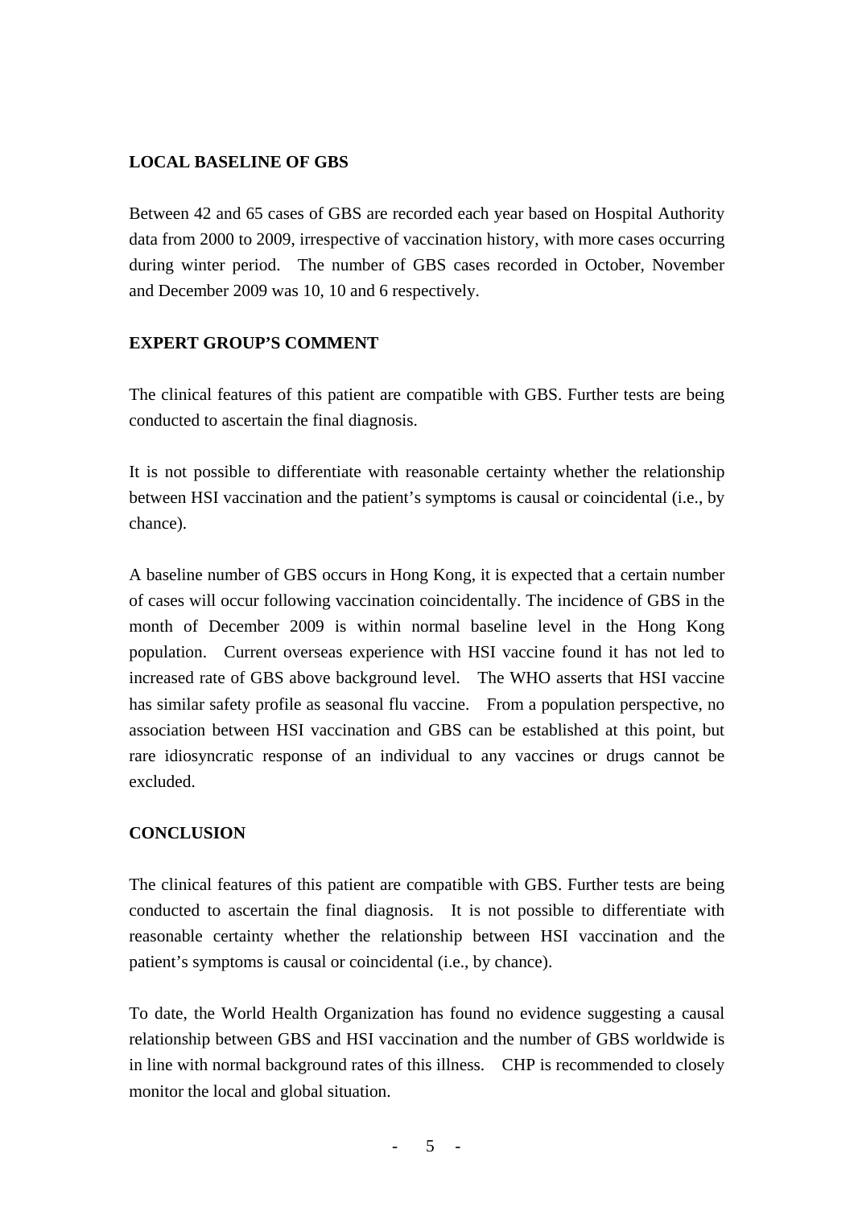## LOCAL BASELINE OF GBS

Between 42 and 65 cases of GBS are recorded each year based on Hospital Authority data from 2000 to 2009, irrespective of vaccination history, with more cases occurring during winter period. The number of GBS cases recorded in October, November and December 2009 was 10, 10 and 6 respectively.

## EXPERT GROUP'S COMMENT

The clinical features of this patient are compatible with GBS. Further tests are being conducted to ascertain the final diagnosis.

It is not possible to differentiate with reasonable certainty whether the relationship between HSI vaccination and the patient's symptoms is causal or coincidental (i.e., by chance).

A baseline number of GBS occurs in Hong Kong, it is expected that a certain number of cases will occur following vaccination coincidentally. The incidence of GBS in the month of December 2009 is within normal baseline level in the Hong Kong population. Current overseas experience with HSI vaccine found it has not led to increased rate of GBS above background level. The WHO asserts that HSI vaccine has similar safety profile as seasonal flu vaccine. From a population perspective, no association between HSI vaccination and GBS can be established at this point, but rare idiosyncratic response of an individual to any vaccines or drugs cannot be excluded.

## CONCLUSION

The clinical features of this patient are compatible with GBS. Further tests are being conducted to ascertain the final diagnosis. It is not possible to differentiate with reasonable certainty whether the relationship between HSI vaccination and the patient's symptoms is causal or coincidental (i.e., by chance).

To date, the World Health Organization has found no evidence suggesting a causal relationship between GBS and HSI vaccination and the number of GBS worldwide is in line with normal background rates of this illness. CHP is recommended to closely monitor the local and global situation.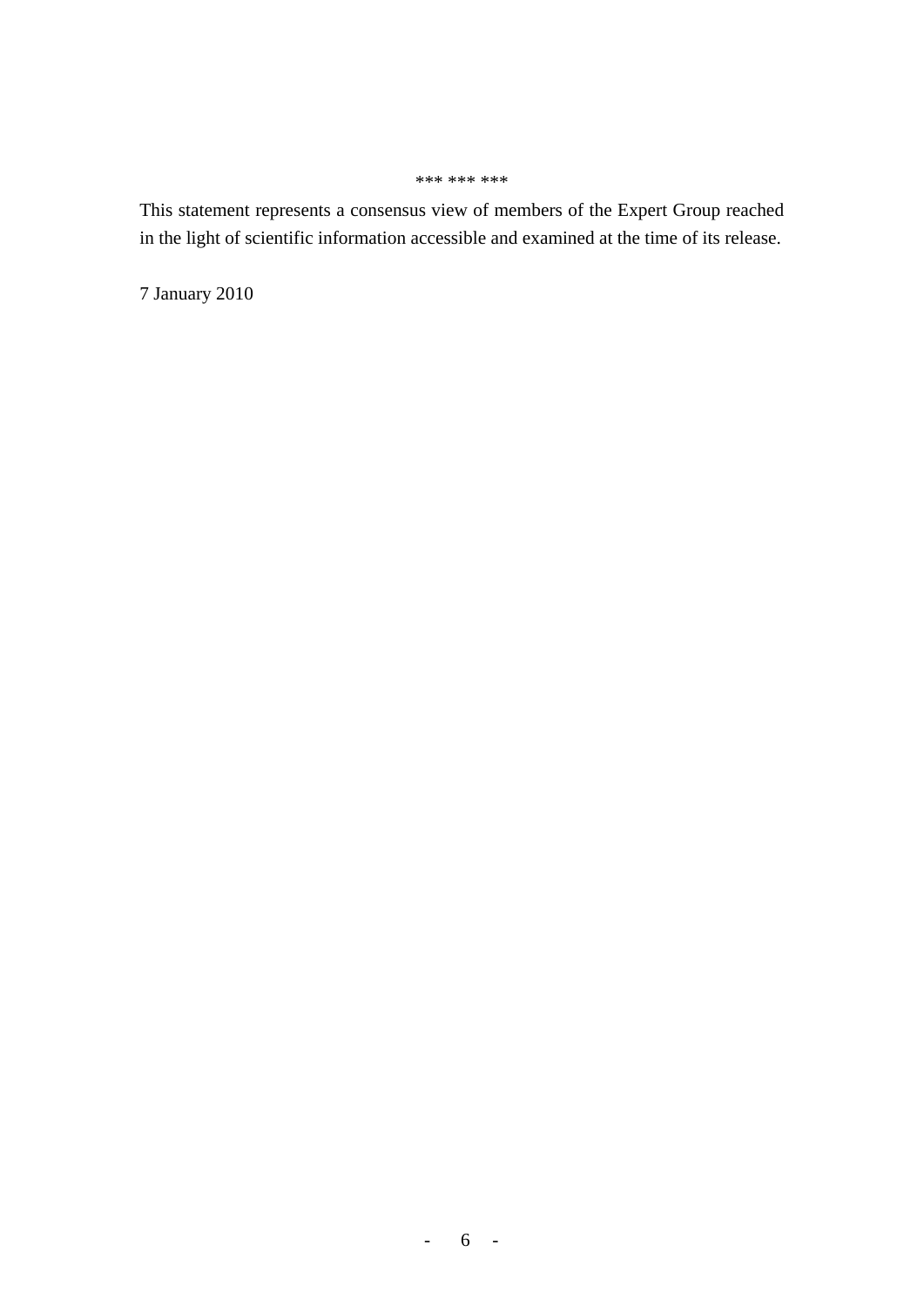*** *** ***

This statement represents a consensus view of members of the Expert Group reached in the light of scientific information accessible and examined at the time of its release.

7 January 2010